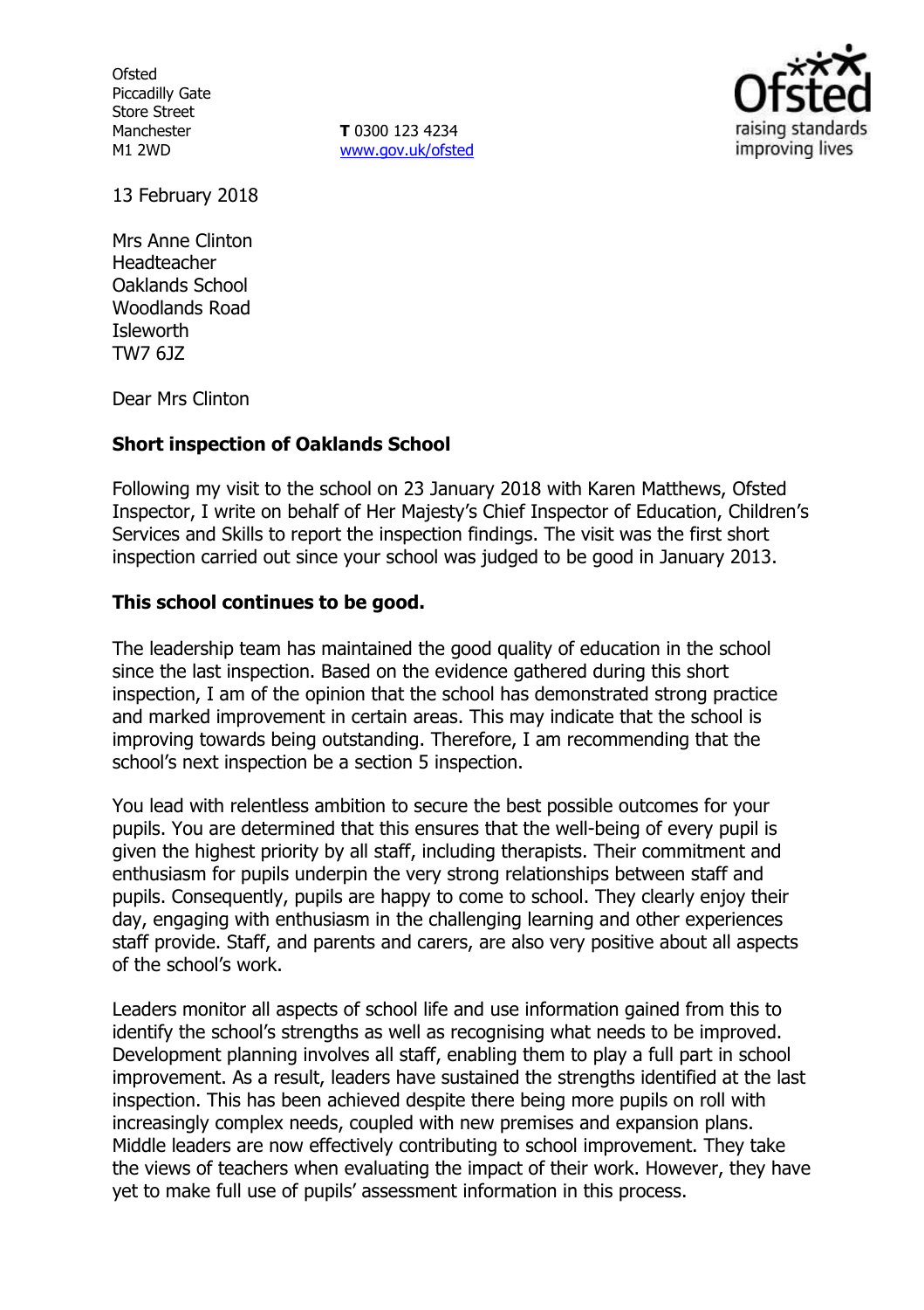Ofsted
Piccadilly Gate
Store Street
Manchester
M1 2WD

**T** 0300 123 4234
www.gov.uk/ofsted

13 February 2018

Mrs Anne Clinton
Headteacher
Oaklands School
Woodlands Road
Isleworth
TW7 6JZ

Dear Mrs Clinton

**Short inspection of Oaklands School**

Following my visit to the school on 23 January 2018 with Karen Matthews, Ofsted Inspector, I write on behalf of Her Majesty's Chief Inspector of Education, Children's Services and Skills to report the inspection findings. The visit was the first short inspection carried out since your school was judged to be good in January 2013.

**This school continues to be good.**

The leadership team has maintained the good quality of education in the school since the last inspection. Based on the evidence gathered during this short inspection, I am of the opinion that the school has demonstrated strong practice and marked improvement in certain areas. This may indicate that the school is improving towards being outstanding. Therefore, I am recommending that the school's next inspection be a section 5 inspection.

You lead with relentless ambition to secure the best possible outcomes for your pupils. You are determined that this ensures that the well-being of every pupil is given the highest priority by all staff, including therapists. Their commitment and enthusiasm for pupils underpin the very strong relationships between staff and pupils. Consequently, pupils are happy to come to school. They clearly enjoy their day, engaging with enthusiasm in the challenging learning and other experiences staff provide. Staff, and parents and carers, are also very positive about all aspects of the school's work.

Leaders monitor all aspects of school life and use information gained from this to identify the school's strengths as well as recognising what needs to be improved. Development planning involves all staff, enabling them to play a full part in school improvement. As a result, leaders have sustained the strengths identified at the last inspection. This has been achieved despite there being more pupils on roll with increasingly complex needs, coupled with new premises and expansion plans. Middle leaders are now effectively contributing to school improvement. They take the views of teachers when evaluating the impact of their work. However, they have yet to make full use of pupils' assessment information in this process.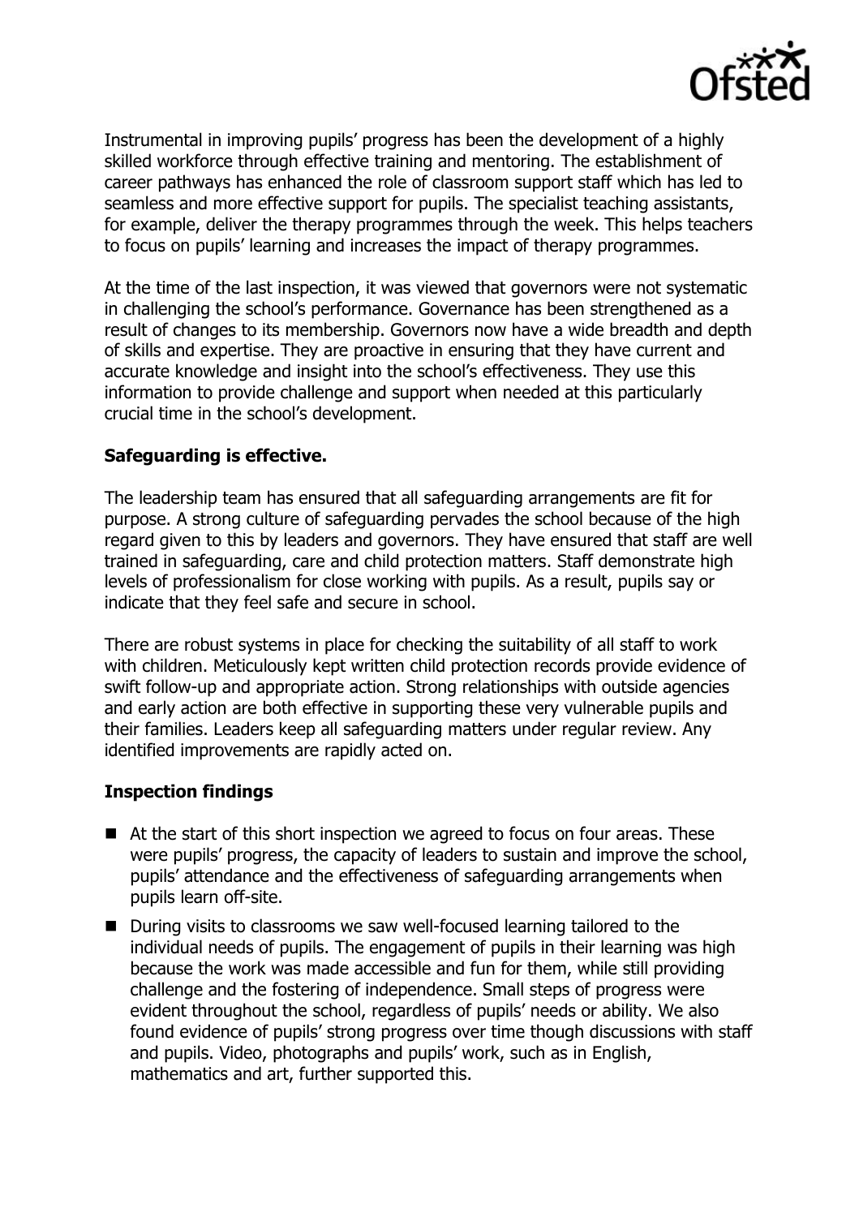Instrumental in improving pupils' progress has been the development of a highly skilled workforce through effective training and mentoring. The establishment of career pathways has enhanced the role of classroom support staff which has led to seamless and more effective support for pupils. The specialist teaching assistants, for example, deliver the therapy programmes through the week. This helps teachers to focus on pupils' learning and increases the impact of therapy programmes.

At the time of the last inspection, it was viewed that governors were not systematic in challenging the school's performance. Governance has been strengthened as a result of changes to its membership. Governors now have a wide breadth and depth of skills and expertise. They are proactive in ensuring that they have current and accurate knowledge and insight into the school's effectiveness. They use this information to provide challenge and support when needed at this particularly crucial time in the school's development.

**Safeguarding is effective.**

The leadership team has ensured that all safeguarding arrangements are fit for purpose. A strong culture of safeguarding pervades the school because of the high regard given to this by leaders and governors. They have ensured that staff are well trained in safeguarding, care and child protection matters. Staff demonstrate high levels of professionalism for close working with pupils. As a result, pupils say or indicate that they feel safe and secure in school.

There are robust systems in place for checking the suitability of all staff to work with children. Meticulously kept written child protection records provide evidence of swift follow-up and appropriate action. Strong relationships with outside agencies and early action are both effective in supporting these very vulnerable pupils and their families. Leaders keep all safeguarding matters under regular review. Any identified improvements are rapidly acted on.

**Inspection findings**

- At the start of this short inspection we agreed to focus on four areas. These were pupils' progress, the capacity of leaders to sustain and improve the school, pupils' attendance and the effectiveness of safeguarding arrangements when pupils learn off-site.
- During visits to classrooms we saw well-focused learning tailored to the individual needs of pupils. The engagement of pupils in their learning was high because the work was made accessible and fun for them, while still providing challenge and the fostering of independence. Small steps of progress were evident throughout the school, regardless of pupils' needs or ability. We also found evidence of pupils' strong progress over time though discussions with staff and pupils. Video, photographs and pupils' work, such as in English, mathematics and art, further supported this.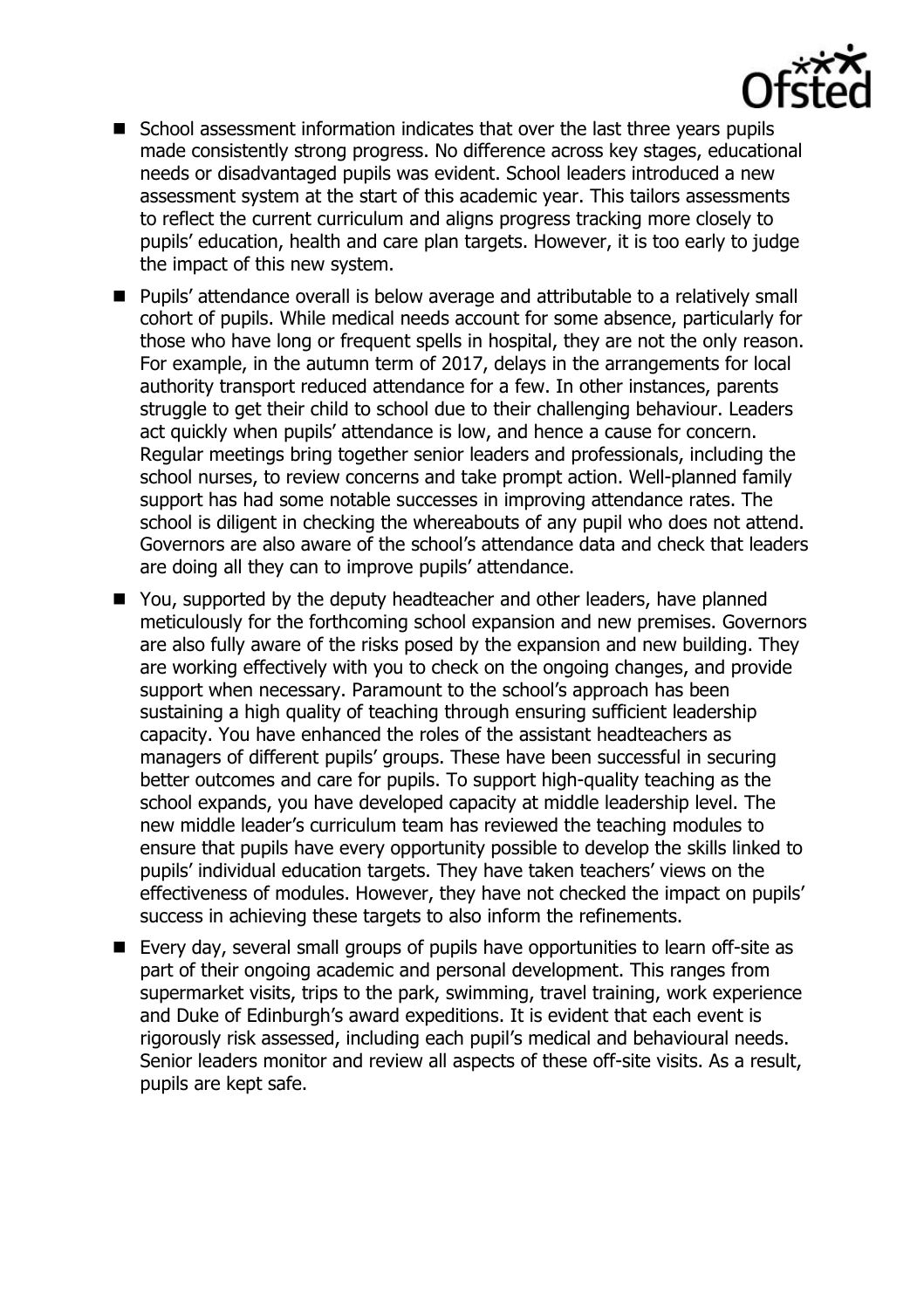- School assessment information indicates that over the last three years pupils made consistently strong progress. No difference across key stages, educational needs or disadvantaged pupils was evident. School leaders introduced a new assessment system at the start of this academic year. This tailors assessments to reflect the current curriculum and aligns progress tracking more closely to pupils' education, health and care plan targets. However, it is too early to judge the impact of this new system.
- Pupils' attendance overall is below average and attributable to a relatively small cohort of pupils. While medical needs account for some absence, particularly for those who have long or frequent spells in hospital, they are not the only reason. For example, in the autumn term of 2017, delays in the arrangements for local authority transport reduced attendance for a few. In other instances, parents struggle to get their child to school due to their challenging behaviour. Leaders act quickly when pupils' attendance is low, and hence a cause for concern. Regular meetings bring together senior leaders and professionals, including the school nurses, to review concerns and take prompt action. Well-planned family support has had some notable successes in improving attendance rates. The school is diligent in checking the whereabouts of any pupil who does not attend. Governors are also aware of the school's attendance data and check that leaders are doing all they can to improve pupils' attendance.
- You, supported by the deputy headteacher and other leaders, have planned meticulously for the forthcoming school expansion and new premises. Governors are also fully aware of the risks posed by the expansion and new building. They are working effectively with you to check on the ongoing changes, and provide support when necessary. Paramount to the school's approach has been sustaining a high quality of teaching through ensuring sufficient leadership capacity. You have enhanced the roles of the assistant headteachers as managers of different pupils' groups. These have been successful in securing better outcomes and care for pupils. To support high-quality teaching as the school expands, you have developed capacity at middle leadership level. The new middle leader's curriculum team has reviewed the teaching modules to ensure that pupils have every opportunity possible to develop the skills linked to pupils' individual education targets. They have taken teachers' views on the effectiveness of modules. However, they have not checked the impact on pupils' success in achieving these targets to also inform the refinements.
- Every day, several small groups of pupils have opportunities to learn off-site as part of their ongoing academic and personal development. This ranges from supermarket visits, trips to the park, swimming, travel training, work experience and Duke of Edinburgh's award expeditions. It is evident that each event is rigorously risk assessed, including each pupil's medical and behavioural needs. Senior leaders monitor and review all aspects of these off-site visits. As a result, pupils are kept safe.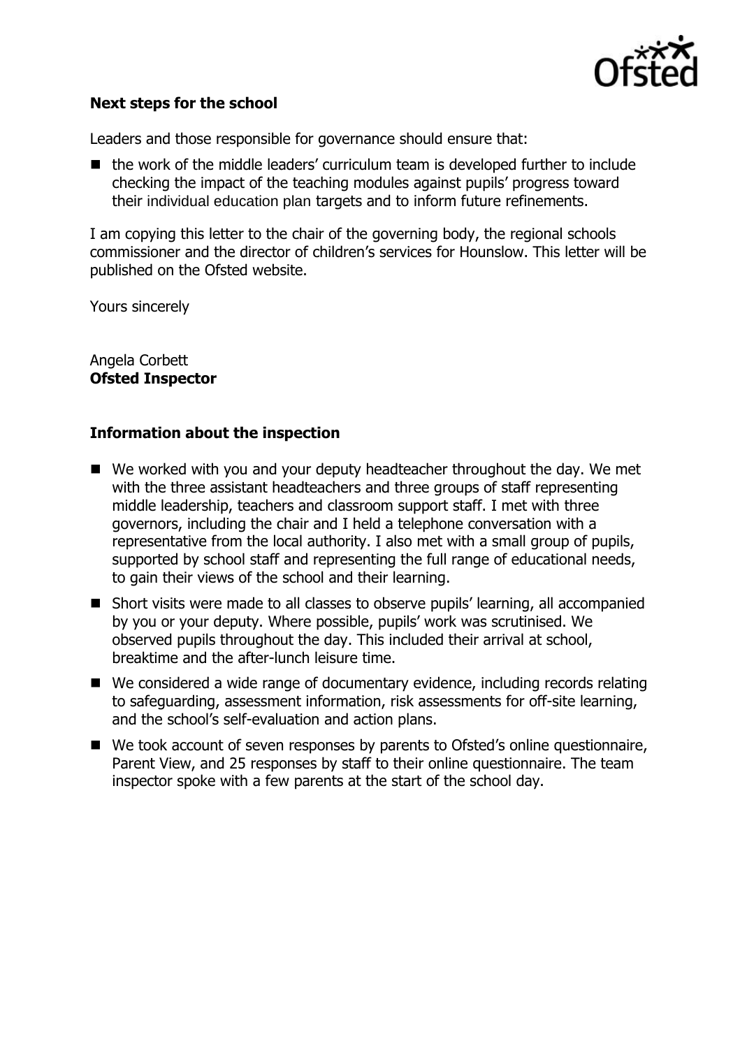### Next steps for the school

Leaders and those responsible for governance should ensure that:

- the work of the middle leaders' curriculum team is developed further to include checking the impact of the teaching modules against pupils' progress toward their individual education plan targets and to inform future refinements.

I am copying this letter to the chair of the governing body, the regional schools commissioner and the director of children's services for Hounslow. This letter will be published on the Ofsted website.

Yours sincerely

Angela Corbett
**Ofsted Inspector**

### Information about the inspection

- We worked with you and your deputy headteacher throughout the day. We met with the three assistant headteachers and three groups of staff representing middle leadership, teachers and classroom support staff. I met with three governors, including the chair and I held a telephone conversation with a representative from the local authority. I also met with a small group of pupils, supported by school staff and representing the full range of educational needs, to gain their views of the school and their learning.
- Short visits were made to all classes to observe pupils' learning, all accompanied by you or your deputy. Where possible, pupils' work was scrutinised. We observed pupils throughout the day. This included their arrival at school, breaktime and the after-lunch leisure time.
- We considered a wide range of documentary evidence, including records relating to safeguarding, assessment information, risk assessments for off-site learning, and the school's self-evaluation and action plans.
- We took account of seven responses by parents to Ofsted's online questionnaire, Parent View, and 25 responses by staff to their online questionnaire. The team inspector spoke with a few parents at the start of the school day.